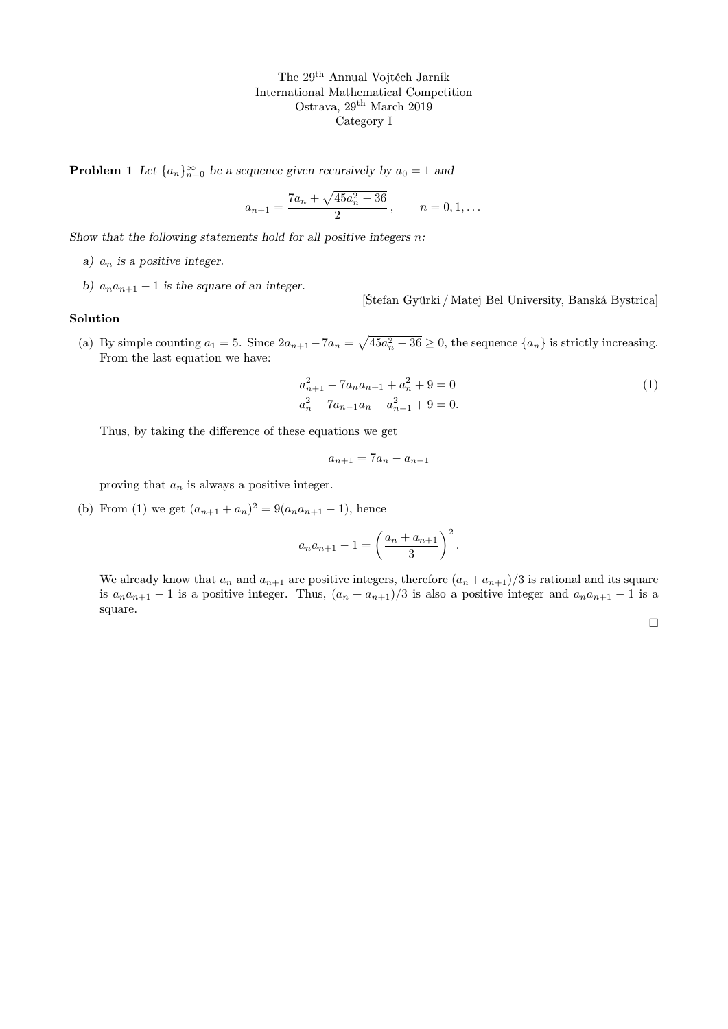The 29[th] Annual Vojtěch Jarník
International Mathematical Competition
Ostrava, 29[th] March 2019
Category I

**Problem 1** *Let $\{a_n\}_{n=0}^{\infty}$ be a sequence given recursively by $a_0 = 1$ and*

$$a_{n+1} = \frac{7a_n + \sqrt{45a_n^2 - 36}}{2}, \qquad n = 0, 1, \ldots$$

*Show that the following statements hold for all positive integers $n$:*

*a) $a_n$ is a positive integer.*

*b) $a_n a_{n+1} - 1$ is the square of an integer.*

[Štefan Gyürki / Matej Bel University, Banská Bystrica]

**Solution**

(a) By simple counting $a_1 = 5$. Since $2a_{n+1} - 7a_n = \sqrt{45a_n^2 - 36} \geq 0$, the sequence $\{a_n\}$ is strictly increasing. From the last equation we have:

$$\begin{aligned} a_{n+1}^2 - 7a_n a_{n+1} + a_n^2 + 9 &= 0 \qquad (1) \\ a_n^2 - 7a_{n-1}a_n + a_{n-1}^2 + 9 &= 0. \end{aligned}$$

Thus, by taking the difference of these equations we get

$$a_{n+1} = 7a_n - a_{n-1}$$

proving that $a_n$ is always a positive integer.

(b) From (1) we get $(a_{n+1} + a_n)^2 = 9(a_n a_{n+1} - 1)$, hence

$$a_n a_{n+1} - 1 = \left(\frac{a_n + a_{n+1}}{3}\right)^2.$$

We already know that $a_n$ and $a_{n+1}$ are positive integers, therefore $(a_n + a_{n+1})/3$ is rational and its square is $a_n a_{n+1} - 1$ is a positive integer. Thus, $(a_n + a_{n+1})/3$ is also a positive integer and $a_n a_{n+1} - 1$ is a square.

□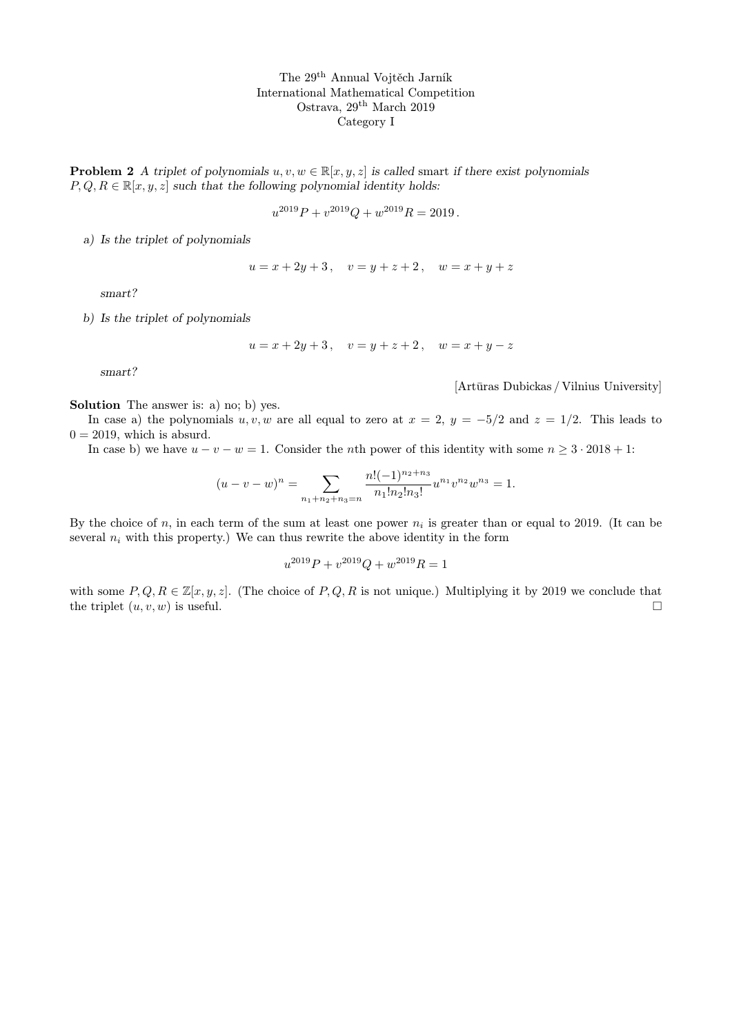The 29[th] Annual Vojtěch Jarník
International Mathematical Competition
Ostrava, 29[th] March 2019
Category I

**Problem 2** *A triplet of polynomials $u, v, w \in \mathbb{R}[x, y, z]$ is called* smart *if there exist polynomials $P, Q, R \in \mathbb{R}[x, y, z]$ such that the following polynomial identity holds:*

$$u^{2019}P + v^{2019}Q + w^{2019}R = 2019\,.$$

*a) Is the triplet of polynomials*

$$u = x + 2y + 3\,, \quad v = y + z + 2\,, \quad w = x + y + z$$

*smart?*

*b) Is the triplet of polynomials*

$$u = x + 2y + 3\,, \quad v = y + z + 2\,, \quad w = x + y - z$$

*smart?*

[Artūras Dubickas / Vilnius University]

**Solution** The answer is: a) no; b) yes.

In case a) the polynomials $u, v, w$ are all equal to zero at $x = 2$, $y = -5/2$ and $z = 1/2$. This leads to $0 = 2019$, which is absurd.

In case b) we have $u - v - w = 1$. Consider the $n$th power of this identity with some $n \geq 3 \cdot 2018 + 1$:

$$(u - v - w)^n = \sum_{n_1+n_2+n_3=n} \frac{n!(-1)^{n_2+n_3}}{n_1!n_2!n_3!} u^{n_1}v^{n_2}w^{n_3} = 1.$$

By the choice of $n$, in each term of the sum at least one power $n_i$ is greater than or equal to 2019. (It can be several $n_i$ with this property.) We can thus rewrite the above identity in the form

$$u^{2019}P + v^{2019}Q + w^{2019}R = 1$$

with some $P, Q, R \in \mathbb{Z}[x, y, z]$. (The choice of $P, Q, R$ is not unique.) Multiplying it by 2019 we conclude that the triplet $(u, v, w)$ is useful. □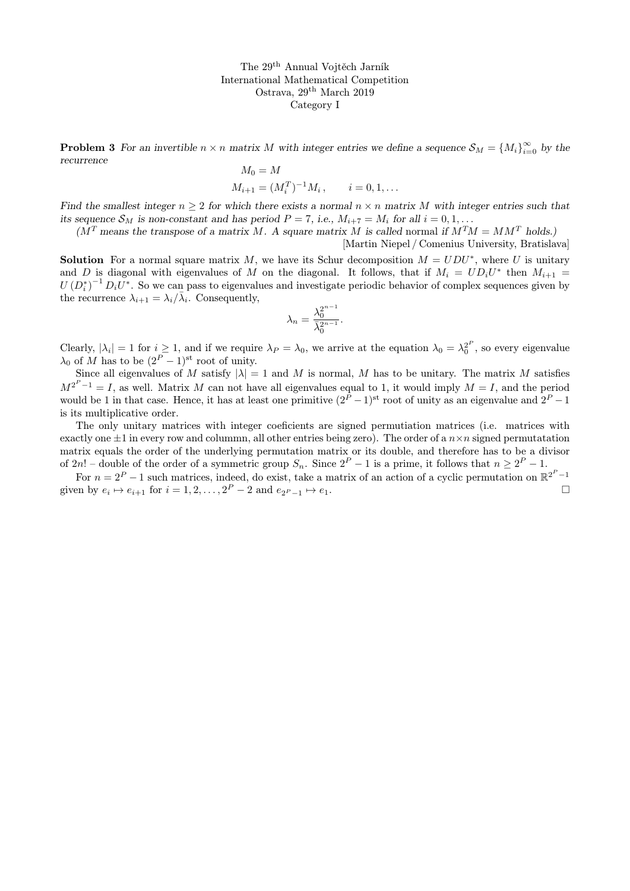The 29[th] Annual Vojtěch Jarník
International Mathematical Competition
Ostrava, 29[th] March 2019
Category I

**Problem 3** *For an invertible $n \times n$ matrix $M$ with integer entries we define a sequence $\mathcal{S}_M = \{M_i\}_{i=0}^{\infty}$ by the recurrence*

$$M_0 = M$$
$$M_{i+1} = (M_i^T)^{-1} M_i \,, \qquad i = 0, 1, \ldots$$

*Find the smallest integer $n \geq 2$ for which there exists a normal $n \times n$ matrix $M$ with integer entries such that its sequence $\mathcal{S}_M$ is non-constant and has period $P = 7$, i.e., $M_{i+7} = M_i$ for all $i = 0, 1, \ldots$*

*($M^T$ means the transpose of a matrix $M$. A square matrix $M$ is called* normal *if $M^T M = M M^T$ holds.)*

[Martin Niepel / Comenius University, Bratislava]

**Solution** For a normal square matrix $M$, we have its Schur decomposition $M = UDU^*$, where $U$ is unitary and $D$ is diagonal with eigenvalues of $M$ on the diagonal. It follows, that if $M_i = UD_iU^*$ then $M_{i+1} = U \left(D_i^*\right)^{-1} D_i U^*$. So we can pass to eigenvalues and investigate periodic behavior of complex sequences given by the recurrence $\lambda_{i+1} = \lambda_i / \bar{\lambda}_i$. Consequently,

$$\lambda_n = \frac{\lambda_0^{2^{n-1}}}{\bar{\lambda}_0^{2^{n-1}}}.$$

Clearly, $|\lambda_i| = 1$ for $i \geq 1$, and if we require $\lambda_P = \lambda_0$, we arrive at the equation $\lambda_0 = \lambda_0^{2^P}$, so every eigenvalue $\lambda_0$ of $M$ has to be $(2^P - 1)^{\text{st}}$ root of unity.

Since all eigenvalues of $M$ satisfy $|\lambda| = 1$ and $M$ is normal, $M$ has to be unitary. The matrix $M$ satisfies $M^{2^P - 1} = I$, as well. Matrix $M$ can not have all eigenvalues equal to 1, it would imply $M = I$, and the period would be 1 in that case. Hence, it has at least one primitive $(2^P - 1)^{\text{st}}$ root of unity as an eigenvalue and $2^P - 1$ is its multiplicative order.

The only unitary matrices with integer coeficients are signed permutiation matrices (i.e. matrices with exactly one $\pm 1$ in every row and colummn, all other entries being zero). The order of a $n \times n$ signed permutatation matrix equals the order of the underlying permutation matrix or its double, and therefore has to be a divisor of $2n!$ – double of the order of a symmetric group $S_n$. Since $2^P - 1$ is a prime, it follows that $n \geq 2^P - 1$.

For $n = 2^P - 1$ such matrices, indeed, do exist, take a matrix of an action of a cyclic permutation on $\mathbb{R}^{2^P - 1}$ given by $e_i \mapsto e_{i+1}$ for $i = 1, 2, \ldots, 2^P - 2$ and $e_{2^P - 1} \mapsto e_1$. □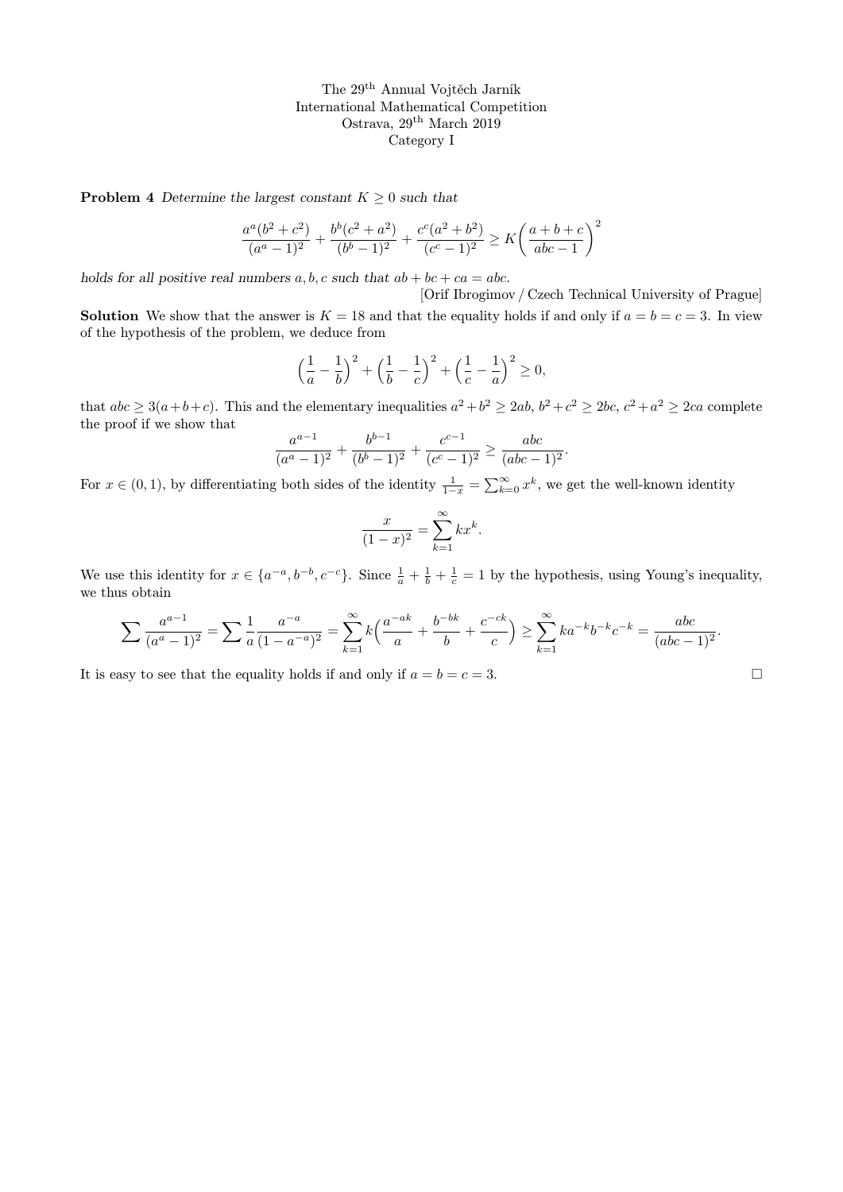The 29[th] Annual Vojtěch Jarník
International Mathematical Competition
Ostrava, 29[th] March 2019
Category I

**Problem 4** *Determine the largest constant $K \geq 0$ such that*

$$\frac{a^a(b^2+c^2)}{(a^a-1)^2} + \frac{b^b(c^2+a^2)}{(b^b-1)^2} + \frac{c^c(a^2+b^2)}{(c^c-1)^2} \geq K\left(\frac{a+b+c}{abc-1}\right)^2$$

*holds for all positive real numbers $a, b, c$ such that $ab + bc + ca = abc$.*

[Orif Ibrogimov / Czech Technical University of Prague]

**Solution** We show that the answer is $K = 18$ and that the equality holds if and only if $a = b = c = 3$. In view of the hypothesis of the problem, we deduce from

$$\left(\frac{1}{a} - \frac{1}{b}\right)^2 + \left(\frac{1}{b} - \frac{1}{c}\right)^2 + \left(\frac{1}{c} - \frac{1}{a}\right)^2 \geq 0,$$

that $abc \geq 3(a+b+c)$. This and the elementary inequalities $a^2 + b^2 \geq 2ab$, $b^2 + c^2 \geq 2bc$, $c^2 + a^2 \geq 2ca$ complete the proof if we show that

$$\frac{a^{a-1}}{(a^a-1)^2} + \frac{b^{b-1}}{(b^b-1)^2} + \frac{c^{c-1}}{(c^c-1)^2} \geq \frac{abc}{(abc-1)^2}.$$

For $x \in (0, 1)$, by differentiating both sides of the identity $\frac{1}{1-x} = \sum_{k=0}^{\infty} x^k$, we get the well-known identity

$$\frac{x}{(1-x)^2} = \sum_{k=1}^{\infty} kx^k.$$

We use this identity for $x \in \{a^{-a}, b^{-b}, c^{-c}\}$. Since $\frac{1}{a} + \frac{1}{b} + \frac{1}{c} = 1$ by the hypothesis, using Young's inequality, we thus obtain

$$\sum \frac{a^{a-1}}{(a^a-1)^2} = \sum \frac{1}{a} \frac{a^{-a}}{(1-a^{-a})^2} = \sum_{k=1}^{\infty} k\left(\frac{a^{-ak}}{a} + \frac{b^{-bk}}{b} + \frac{c^{-ck}}{c}\right) \geq \sum_{k=1}^{\infty} ka^{-k}b^{-k}c^{-k} = \frac{abc}{(abc-1)^2}.$$

It is easy to see that the equality holds if and only if $a = b = c = 3$. □